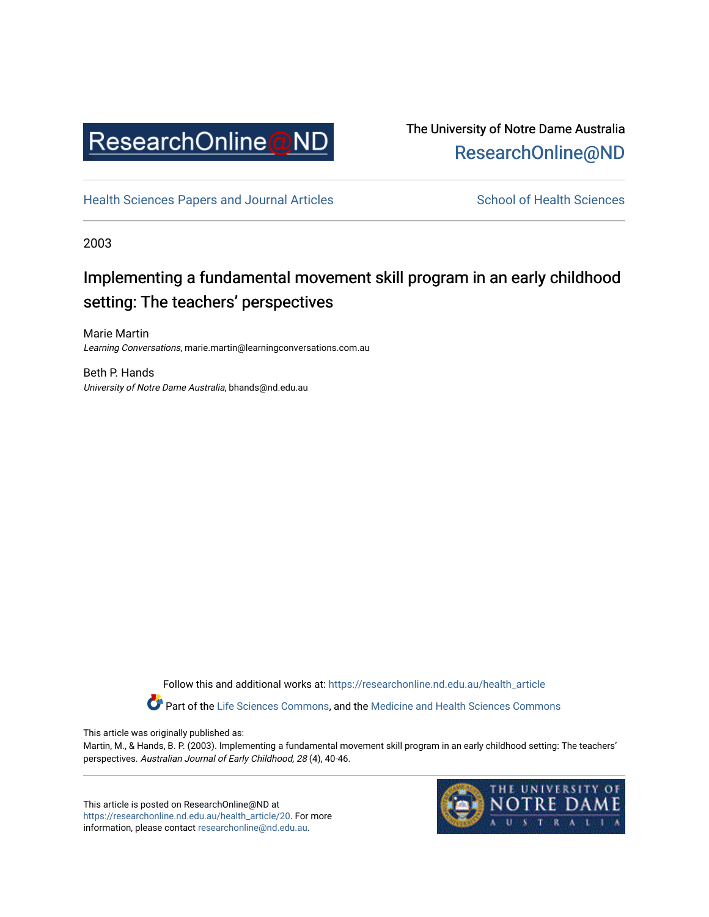ResearchOnline@ND

The University of Notre Dame Australia
ResearchOnline@ND

Health Sciences Papers and Journal Articles

School of Health Sciences

2003

# Implementing a fundamental movement skill program in an early childhood setting: The teachers' perspectives

Marie Martin
*Learning Conversations*, marie.martin@learningconversations.com.au

Beth P. Hands
*University of Notre Dame Australia*, bhands@nd.edu.au

Follow this and additional works at: https://researchonline.nd.edu.au/health_article

Part of the Life Sciences Commons, and the Medicine and Health Sciences Commons

This article was originally published as:
Martin, M., & Hands, B. P. (2003). Implementing a fundamental movement skill program in an early childhood setting: The teachers' perspectives. *Australian Journal of Early Childhood, 28* (4), 40-46.

This article is posted on ResearchOnline@ND at https://researchonline.nd.edu.au/health_article/20. For more information, please contact researchonline@nd.edu.au.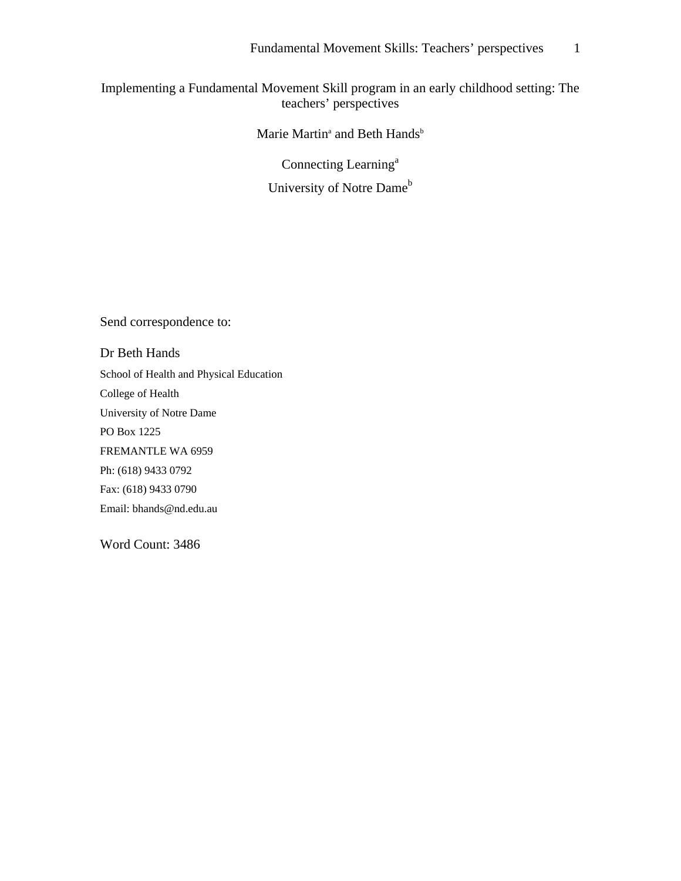# Implementing a Fundamental Movement Skill program in an early childhood setting: The teachers' perspectives

Marie Martin[a] and Beth Hands[b]

Connecting Learning[a]

University of Notre Dame[b]

Send correspondence to:

Dr Beth Hands

School of Health and Physical Education

College of Health

University of Notre Dame

PO Box 1225

FREMANTLE WA 6959

Ph: (618) 9433 0792

Fax: (618) 9433 0790

Email: bhands@nd.edu.au

Word Count: 3486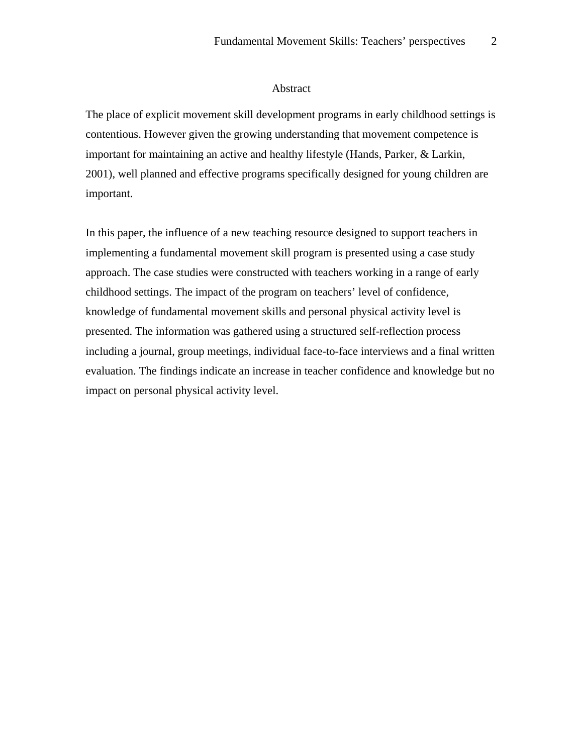# Abstract

The place of explicit movement skill development programs in early childhood settings is contentious. However given the growing understanding that movement competence is important for maintaining an active and healthy lifestyle (Hands, Parker, & Larkin, 2001), well planned and effective programs specifically designed for young children are important.

In this paper, the influence of a new teaching resource designed to support teachers in implementing a fundamental movement skill program is presented using a case study approach. The case studies were constructed with teachers working in a range of early childhood settings. The impact of the program on teachers' level of confidence, knowledge of fundamental movement skills and personal physical activity level is presented. The information was gathered using a structured self-reflection process including a journal, group meetings, individual face-to-face interviews and a final written evaluation. The findings indicate an increase in teacher confidence and knowledge but no impact on personal physical activity level.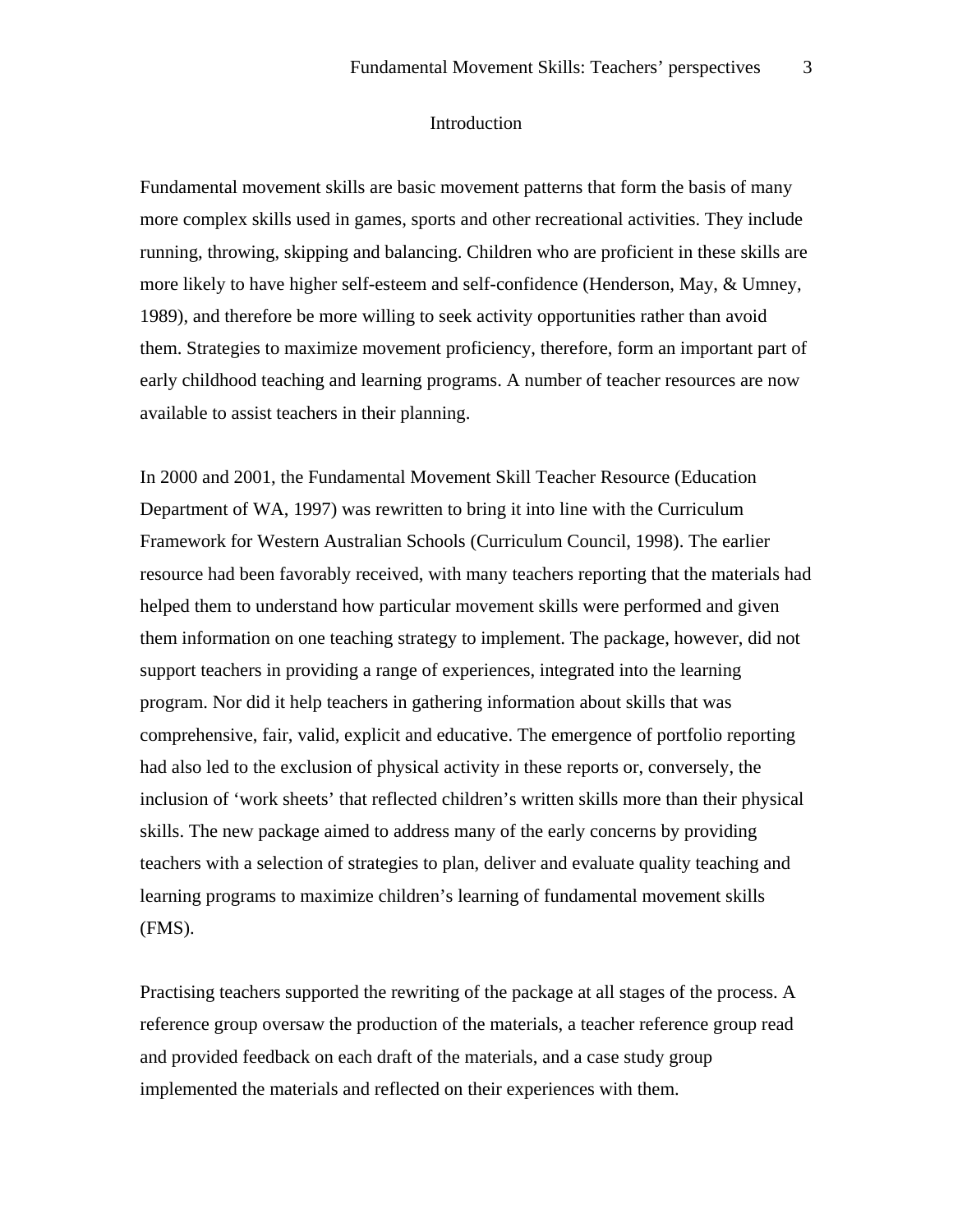## Introduction

Fundamental movement skills are basic movement patterns that form the basis of many more complex skills used in games, sports and other recreational activities. They include running, throwing, skipping and balancing. Children who are proficient in these skills are more likely to have higher self-esteem and self-confidence (Henderson, May, & Umney, 1989), and therefore be more willing to seek activity opportunities rather than avoid them. Strategies to maximize movement proficiency, therefore, form an important part of early childhood teaching and learning programs. A number of teacher resources are now available to assist teachers in their planning.

In 2000 and 2001, the Fundamental Movement Skill Teacher Resource (Education Department of WA, 1997) was rewritten to bring it into line with the Curriculum Framework for Western Australian Schools (Curriculum Council, 1998). The earlier resource had been favorably received, with many teachers reporting that the materials had helped them to understand how particular movement skills were performed and given them information on one teaching strategy to implement. The package, however, did not support teachers in providing a range of experiences, integrated into the learning program. Nor did it help teachers in gathering information about skills that was comprehensive, fair, valid, explicit and educative. The emergence of portfolio reporting had also led to the exclusion of physical activity in these reports or, conversely, the inclusion of 'work sheets' that reflected children's written skills more than their physical skills. The new package aimed to address many of the early concerns by providing teachers with a selection of strategies to plan, deliver and evaluate quality teaching and learning programs to maximize children's learning of fundamental movement skills (FMS).

Practising teachers supported the rewriting of the package at all stages of the process. A reference group oversaw the production of the materials, a teacher reference group read and provided feedback on each draft of the materials, and a case study group implemented the materials and reflected on their experiences with them.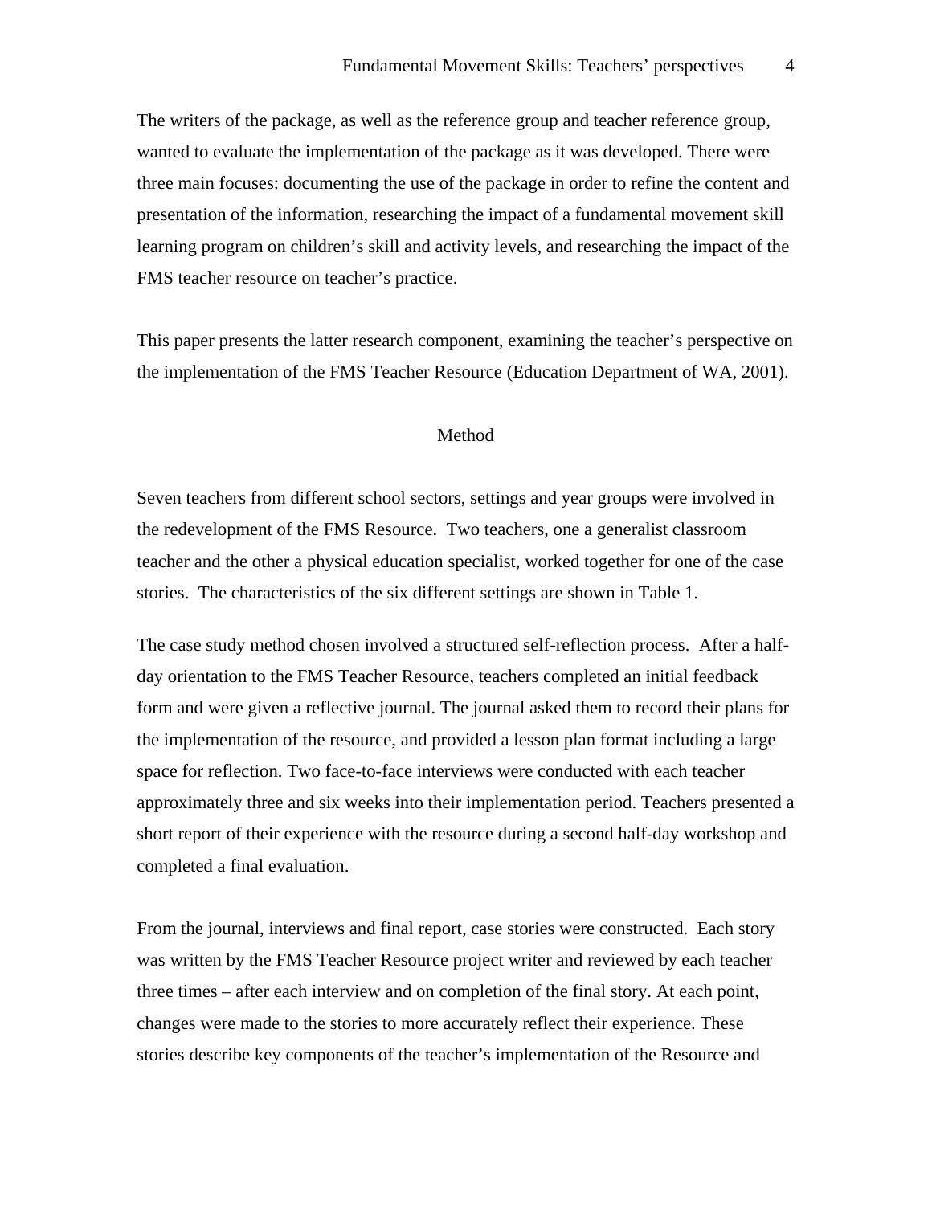The writers of the package, as well as the reference group and teacher reference group, wanted to evaluate the implementation of the package as it was developed. There were three main focuses: documenting the use of the package in order to refine the content and presentation of the information, researching the impact of a fundamental movement skill learning program on children's skill and activity levels, and researching the impact of the FMS teacher resource on teacher's practice.

This paper presents the latter research component, examining the teacher's perspective on the implementation of the FMS Teacher Resource (Education Department of WA, 2001).

## Method

Seven teachers from different school sectors, settings and year groups were involved in the redevelopment of the FMS Resource. Two teachers, one a generalist classroom teacher and the other a physical education specialist, worked together for one of the case stories. The characteristics of the six different settings are shown in Table 1.

The case study method chosen involved a structured self-reflection process. After a half-day orientation to the FMS Teacher Resource, teachers completed an initial feedback form and were given a reflective journal. The journal asked them to record their plans for the implementation of the resource, and provided a lesson plan format including a large space for reflection. Two face-to-face interviews were conducted with each teacher approximately three and six weeks into their implementation period. Teachers presented a short report of their experience with the resource during a second half-day workshop and completed a final evaluation.

From the journal, interviews and final report, case stories were constructed. Each story was written by the FMS Teacher Resource project writer and reviewed by each teacher three times – after each interview and on completion of the final story. At each point, changes were made to the stories to more accurately reflect their experience. These stories describe key components of the teacher's implementation of the Resource and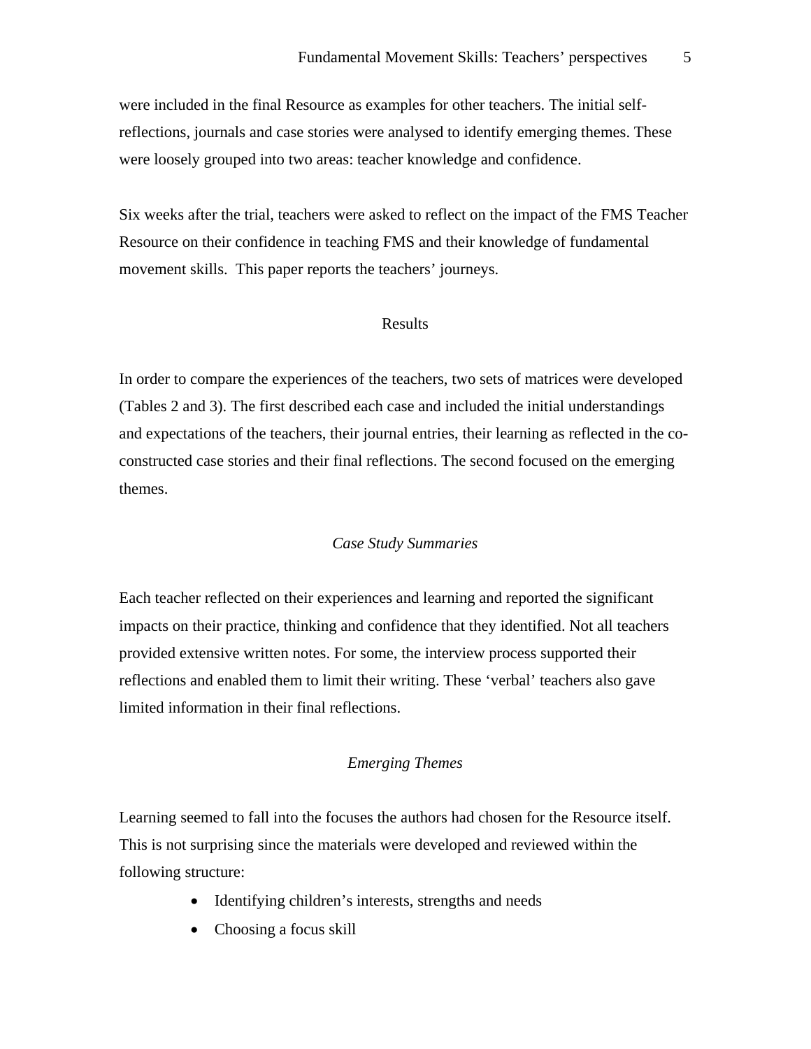were included in the final Resource as examples for other teachers. The initial self-reflections, journals and case stories were analysed to identify emerging themes. These were loosely grouped into two areas: teacher knowledge and confidence.

Six weeks after the trial, teachers were asked to reflect on the impact of the FMS Teacher Resource on their confidence in teaching FMS and their knowledge of fundamental movement skills. This paper reports the teachers' journeys.

## Results

In order to compare the experiences of the teachers, two sets of matrices were developed (Tables 2 and 3). The first described each case and included the initial understandings and expectations of the teachers, their journal entries, their learning as reflected in the co-constructed case stories and their final reflections. The second focused on the emerging themes.

### *Case Study Summaries*

Each teacher reflected on their experiences and learning and reported the significant impacts on their practice, thinking and confidence that they identified. Not all teachers provided extensive written notes. For some, the interview process supported their reflections and enabled them to limit their writing. These 'verbal' teachers also gave limited information in their final reflections.

### *Emerging Themes*

Learning seemed to fall into the focuses the authors had chosen for the Resource itself. This is not surprising since the materials were developed and reviewed within the following structure:

- Identifying children's interests, strengths and needs
- Choosing a focus skill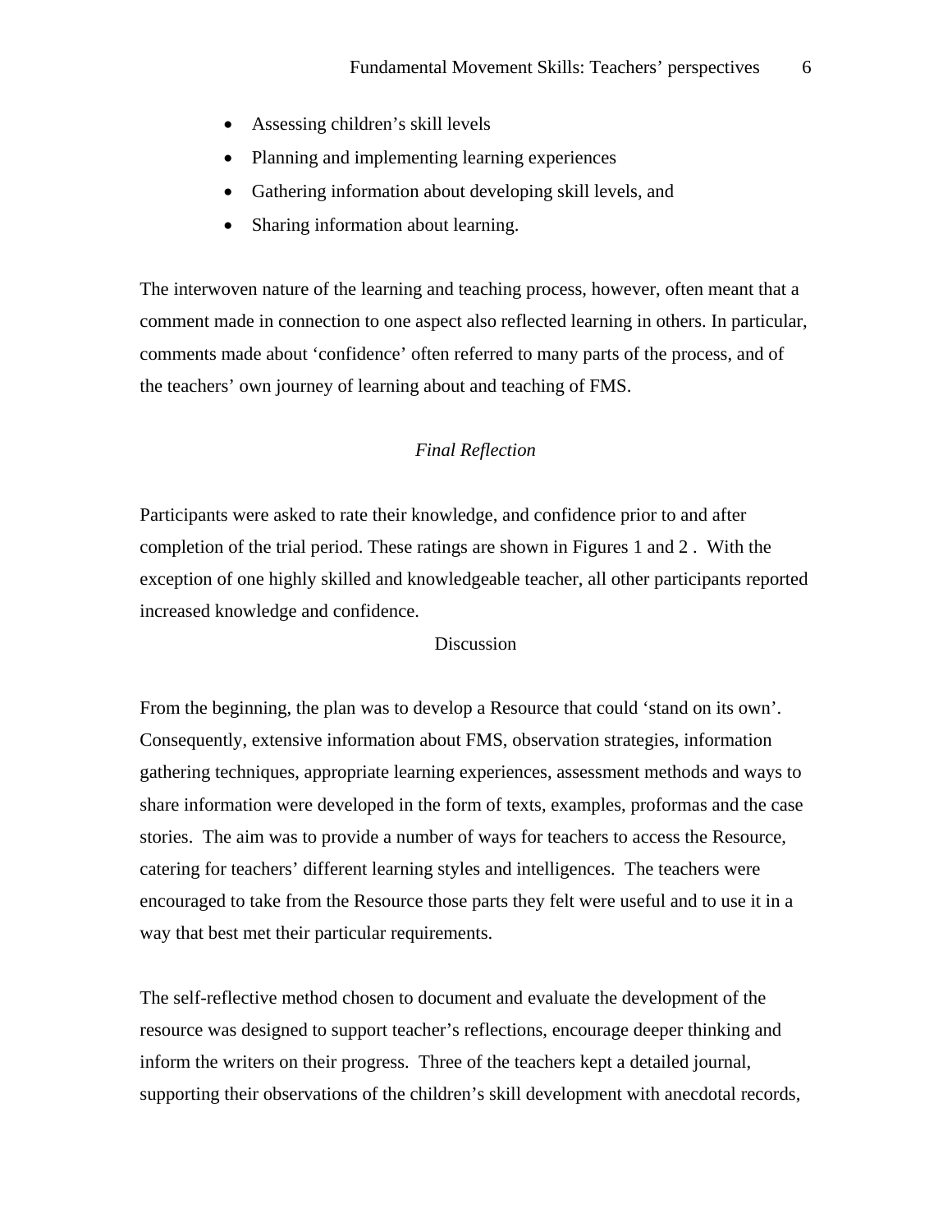- Assessing children's skill levels
- Planning and implementing learning experiences
- Gathering information about developing skill levels, and
- Sharing information about learning.

The interwoven nature of the learning and teaching process, however, often meant that a comment made in connection to one aspect also reflected learning in others. In particular, comments made about 'confidence' often referred to many parts of the process, and of the teachers' own journey of learning about and teaching of FMS.

### *Final Reflection*

Participants were asked to rate their knowledge, and confidence prior to and after completion of the trial period. These ratings are shown in Figures 1 and 2 . With the exception of one highly skilled and knowledgeable teacher, all other participants reported increased knowledge and confidence.

## Discussion

From the beginning, the plan was to develop a Resource that could 'stand on its own'. Consequently, extensive information about FMS, observation strategies, information gathering techniques, appropriate learning experiences, assessment methods and ways to share information were developed in the form of texts, examples, proformas and the case stories. The aim was to provide a number of ways for teachers to access the Resource, catering for teachers' different learning styles and intelligences. The teachers were encouraged to take from the Resource those parts they felt were useful and to use it in a way that best met their particular requirements.

The self-reflective method chosen to document and evaluate the development of the resource was designed to support teacher's reflections, encourage deeper thinking and inform the writers on their progress. Three of the teachers kept a detailed journal, supporting their observations of the children's skill development with anecdotal records,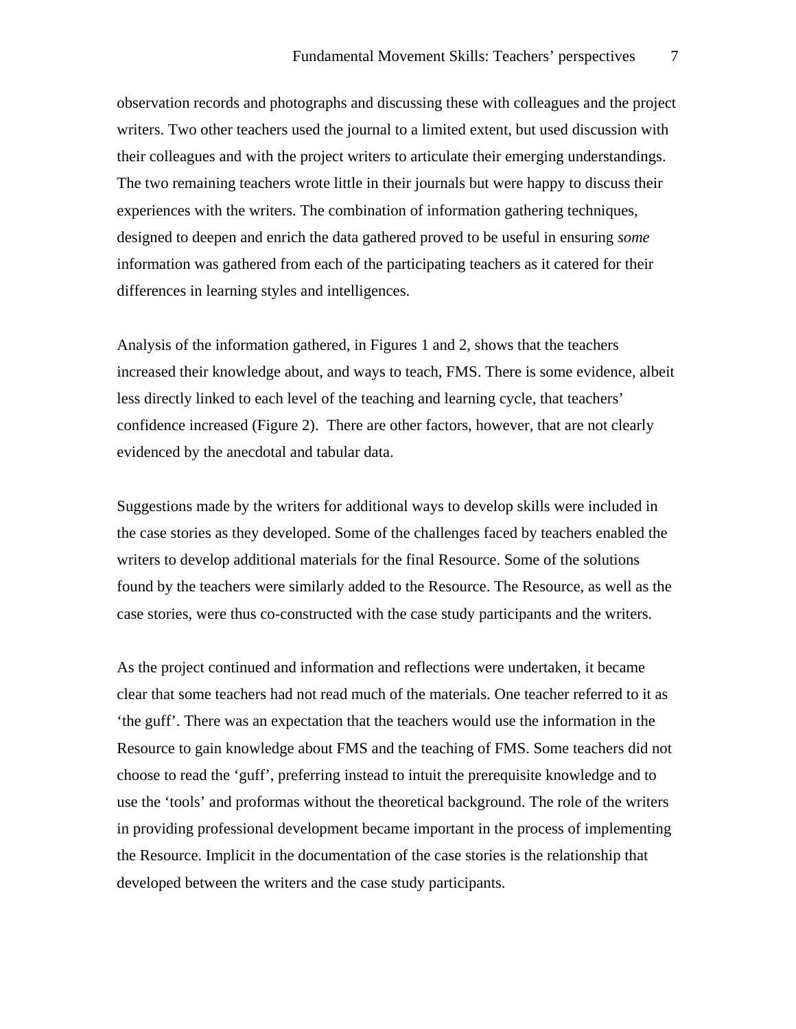observation records and photographs and discussing these with colleagues and the project writers. Two other teachers used the journal to a limited extent, but used discussion with their colleagues and with the project writers to articulate their emerging understandings. The two remaining teachers wrote little in their journals but were happy to discuss their experiences with the writers. The combination of information gathering techniques, designed to deepen and enrich the data gathered proved to be useful in ensuring *some* information was gathered from each of the participating teachers as it catered for their differences in learning styles and intelligences.

Analysis of the information gathered, in Figures 1 and 2, shows that the teachers increased their knowledge about, and ways to teach, FMS. There is some evidence, albeit less directly linked to each level of the teaching and learning cycle, that teachers' confidence increased (Figure 2). There are other factors, however, that are not clearly evidenced by the anecdotal and tabular data.

Suggestions made by the writers for additional ways to develop skills were included in the case stories as they developed. Some of the challenges faced by teachers enabled the writers to develop additional materials for the final Resource. Some of the solutions found by the teachers were similarly added to the Resource. The Resource, as well as the case stories, were thus co-constructed with the case study participants and the writers.

As the project continued and information and reflections were undertaken, it became clear that some teachers had not read much of the materials. One teacher referred to it as 'the guff'. There was an expectation that the teachers would use the information in the Resource to gain knowledge about FMS and the teaching of FMS. Some teachers did not choose to read the 'guff', preferring instead to intuit the prerequisite knowledge and to use the 'tools' and proformas without the theoretical background. The role of the writers in providing professional development became important in the process of implementing the Resource. Implicit in the documentation of the case stories is the relationship that developed between the writers and the case study participants.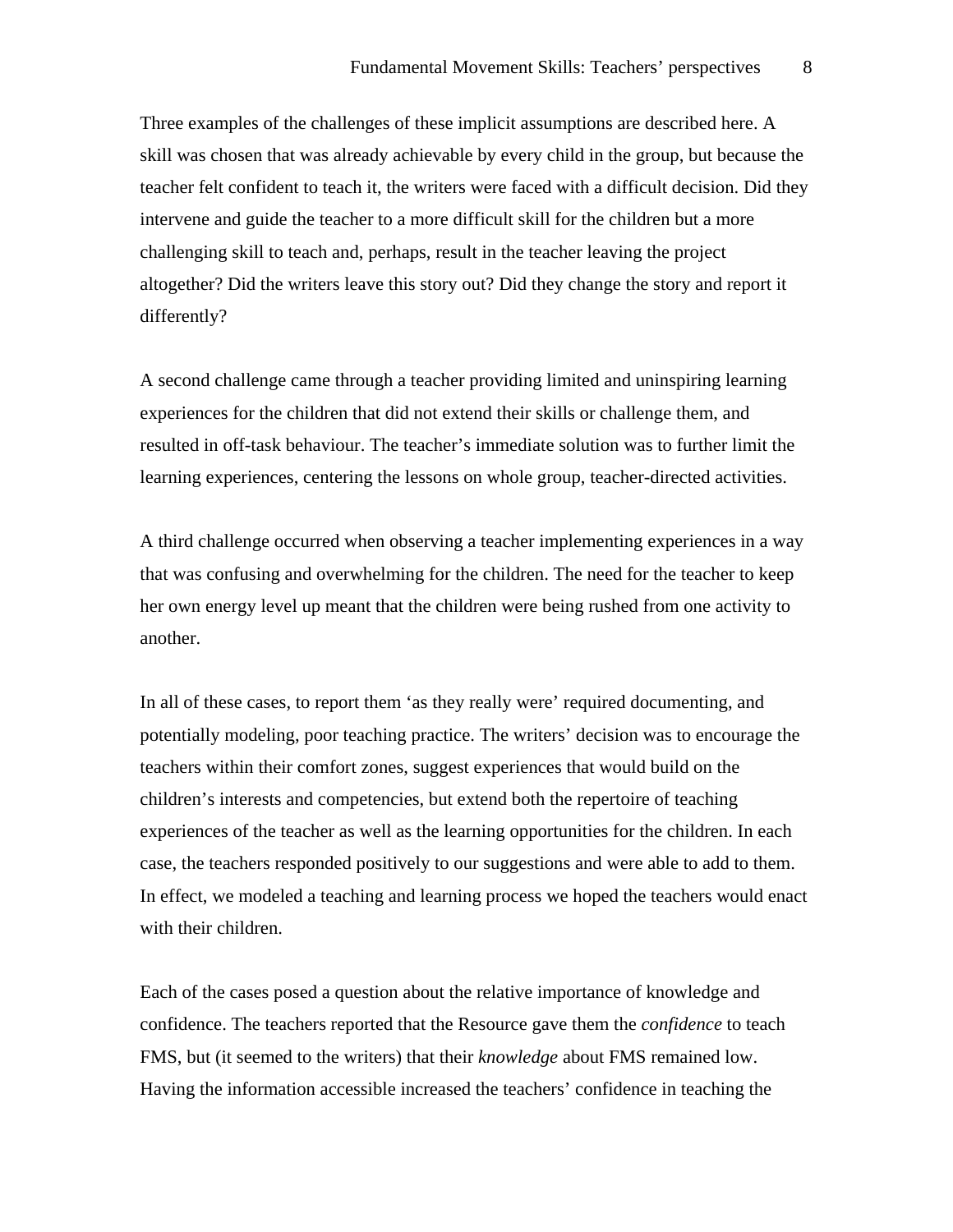Three examples of the challenges of these implicit assumptions are described here. A skill was chosen that was already achievable by every child in the group, but because the teacher felt confident to teach it, the writers were faced with a difficult decision. Did they intervene and guide the teacher to a more difficult skill for the children but a more challenging skill to teach and, perhaps, result in the teacher leaving the project altogether? Did the writers leave this story out? Did they change the story and report it differently?

A second challenge came through a teacher providing limited and uninspiring learning experiences for the children that did not extend their skills or challenge them, and resulted in off-task behaviour. The teacher's immediate solution was to further limit the learning experiences, centering the lessons on whole group, teacher-directed activities.

A third challenge occurred when observing a teacher implementing experiences in a way that was confusing and overwhelming for the children. The need for the teacher to keep her own energy level up meant that the children were being rushed from one activity to another.

In all of these cases, to report them 'as they really were' required documenting, and potentially modeling, poor teaching practice. The writers' decision was to encourage the teachers within their comfort zones, suggest experiences that would build on the children's interests and competencies, but extend both the repertoire of teaching experiences of the teacher as well as the learning opportunities for the children. In each case, the teachers responded positively to our suggestions and were able to add to them. In effect, we modeled a teaching and learning process we hoped the teachers would enact with their children.

Each of the cases posed a question about the relative importance of knowledge and confidence. The teachers reported that the Resource gave them the *confidence* to teach FMS, but (it seemed to the writers) that their *knowledge* about FMS remained low. Having the information accessible increased the teachers' confidence in teaching the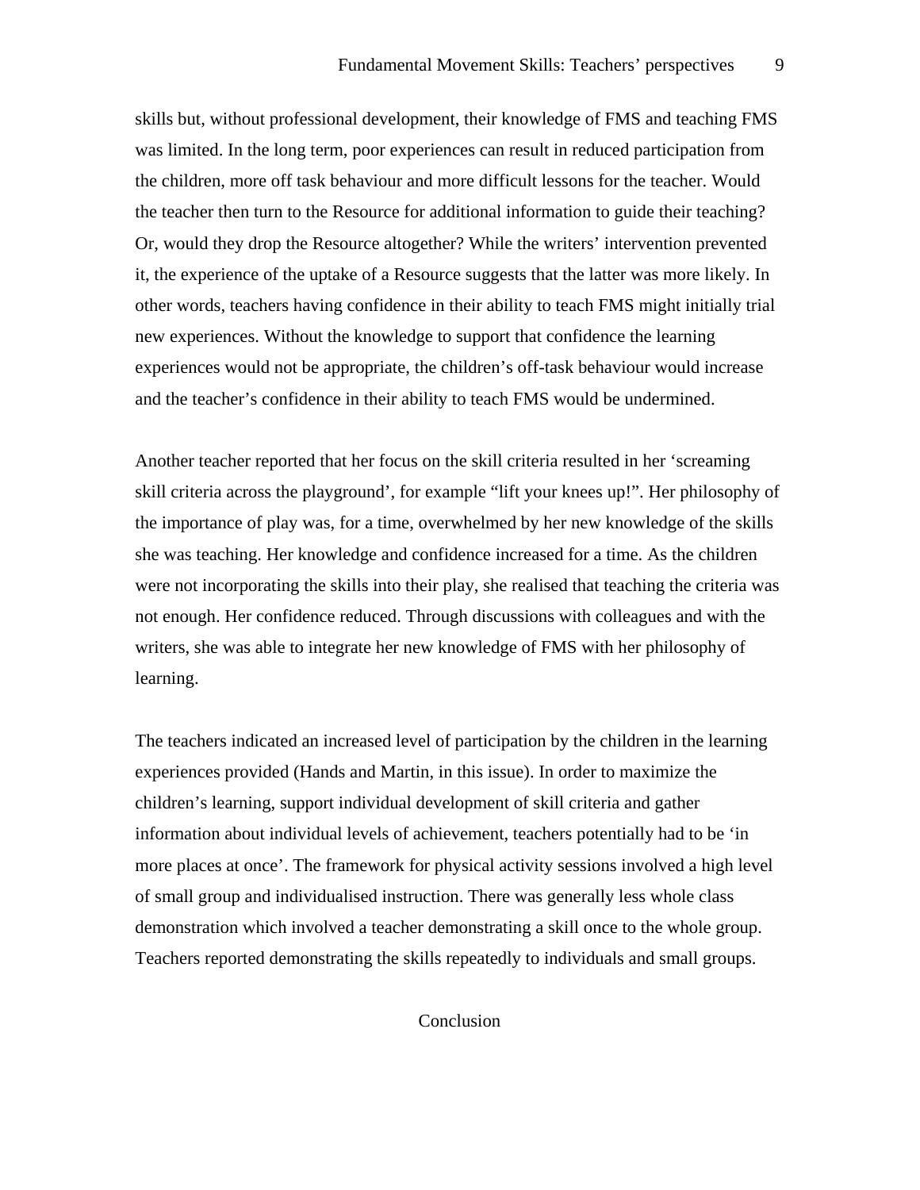skills but, without professional development, their knowledge of FMS and teaching FMS was limited. In the long term, poor experiences can result in reduced participation from the children, more off task behaviour and more difficult lessons for the teacher. Would the teacher then turn to the Resource for additional information to guide their teaching? Or, would they drop the Resource altogether? While the writers' intervention prevented it, the experience of the uptake of a Resource suggests that the latter was more likely. In other words, teachers having confidence in their ability to teach FMS might initially trial new experiences. Without the knowledge to support that confidence the learning experiences would not be appropriate, the children's off-task behaviour would increase and the teacher's confidence in their ability to teach FMS would be undermined.

Another teacher reported that her focus on the skill criteria resulted in her 'screaming skill criteria across the playground', for example "lift your knees up!". Her philosophy of the importance of play was, for a time, overwhelmed by her new knowledge of the skills she was teaching. Her knowledge and confidence increased for a time. As the children were not incorporating the skills into their play, she realised that teaching the criteria was not enough. Her confidence reduced. Through discussions with colleagues and with the writers, she was able to integrate her new knowledge of FMS with her philosophy of learning.

The teachers indicated an increased level of participation by the children in the learning experiences provided (Hands and Martin, in this issue). In order to maximize the children's learning, support individual development of skill criteria and gather information about individual levels of achievement, teachers potentially had to be 'in more places at once'. The framework for physical activity sessions involved a high level of small group and individualised instruction. There was generally less whole class demonstration which involved a teacher demonstrating a skill once to the whole group. Teachers reported demonstrating the skills repeatedly to individuals and small groups.

## Conclusion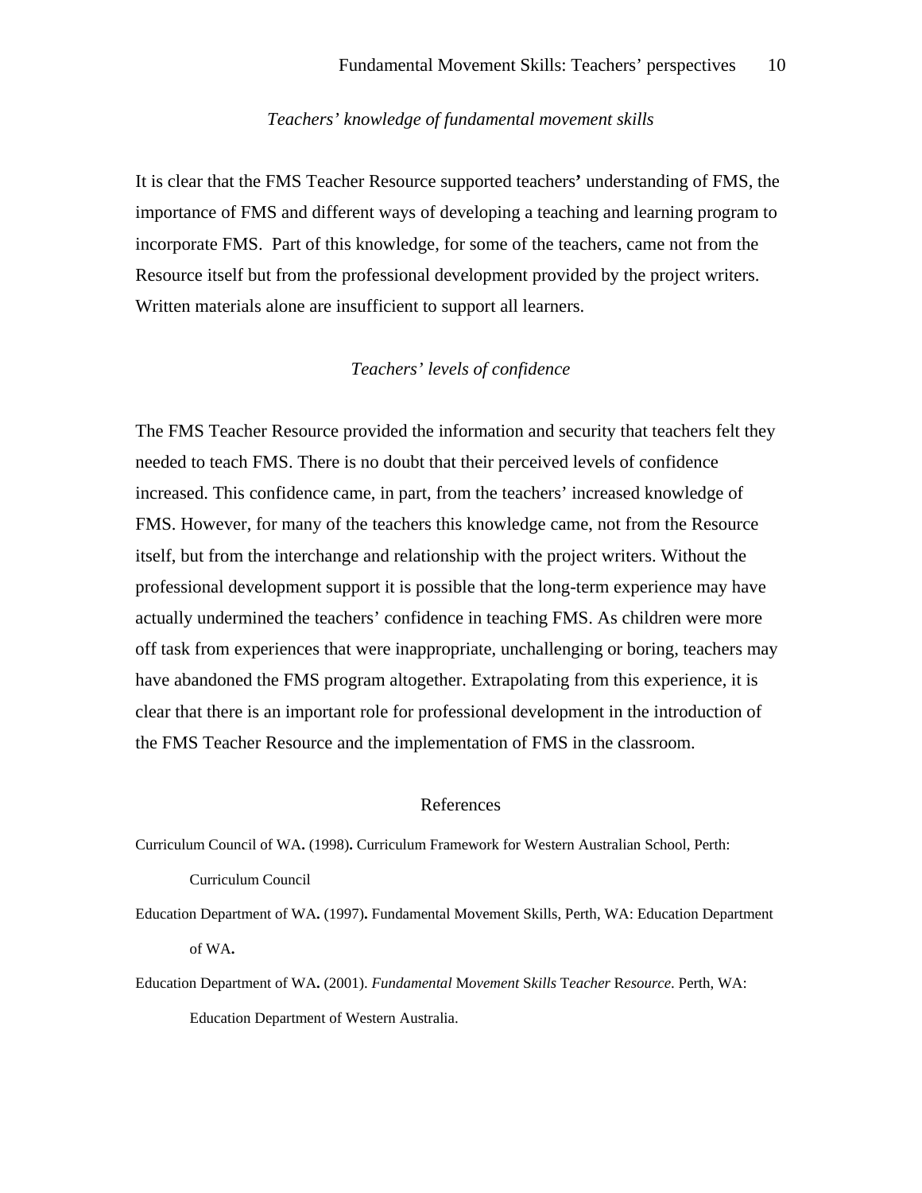### *Teachers' knowledge of fundamental movement skills*

It is clear that the FMS Teacher Resource supported teachers**'** understanding of FMS, the importance of FMS and different ways of developing a teaching and learning program to incorporate FMS. Part of this knowledge, for some of the teachers, came not from the Resource itself but from the professional development provided by the project writers. Written materials alone are insufficient to support all learners.

### *Teachers' levels of confidence*

The FMS Teacher Resource provided the information and security that teachers felt they needed to teach FMS. There is no doubt that their perceived levels of confidence increased. This confidence came, in part, from the teachers' increased knowledge of FMS. However, for many of the teachers this knowledge came, not from the Resource itself, but from the interchange and relationship with the project writers. Without the professional development support it is possible that the long-term experience may have actually undermined the teachers' confidence in teaching FMS. As children were more off task from experiences that were inappropriate, unchallenging or boring, teachers may have abandoned the FMS program altogether. Extrapolating from this experience, it is clear that there is an important role for professional development in the introduction of the FMS Teacher Resource and the implementation of FMS in the classroom.

## References

Curriculum Council of WA**.** (1998)**.** Curriculum Framework for Western Australian School, Perth: Curriculum Council

Education Department of WA**.** (1997)**.** Fundamental Movement Skills, Perth, WA: Education Department of WA**.**

Education Department of WA**.** (2001). *Fundamental* M*ovement* S*kills* T*eacher* R*esource.* Perth, WA: Education Department of Western Australia.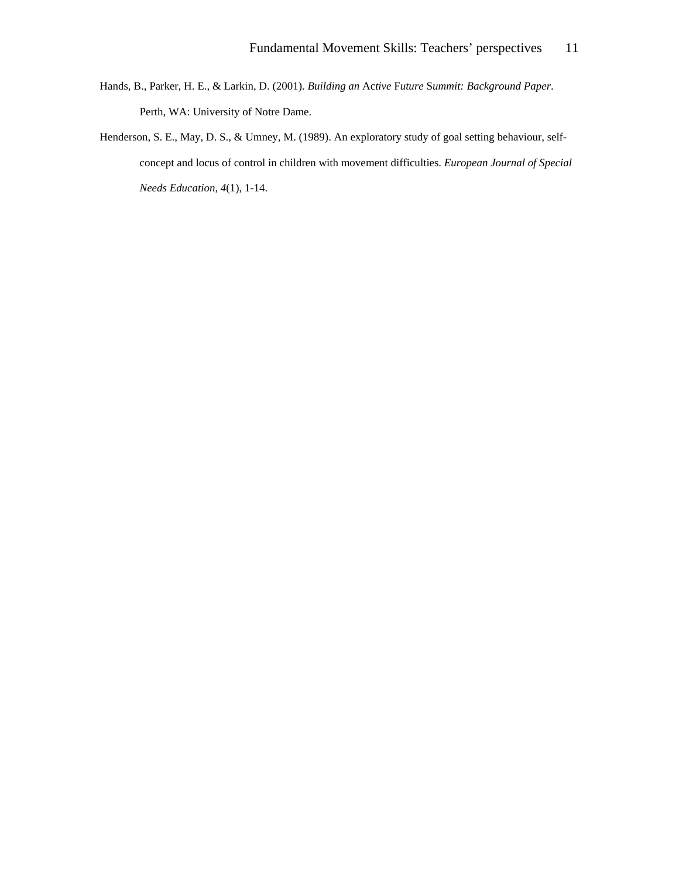Hands, B., Parker, H. E., & Larkin, D. (2001). *Building an Active Future Summit: Background Paper*. Perth, WA: University of Notre Dame.

Henderson, S. E., May, D. S., & Umney, M. (1989). An exploratory study of goal setting behaviour, self-concept and locus of control in children with movement difficulties. *European Journal of Special Needs Education, 4*(1), 1-14.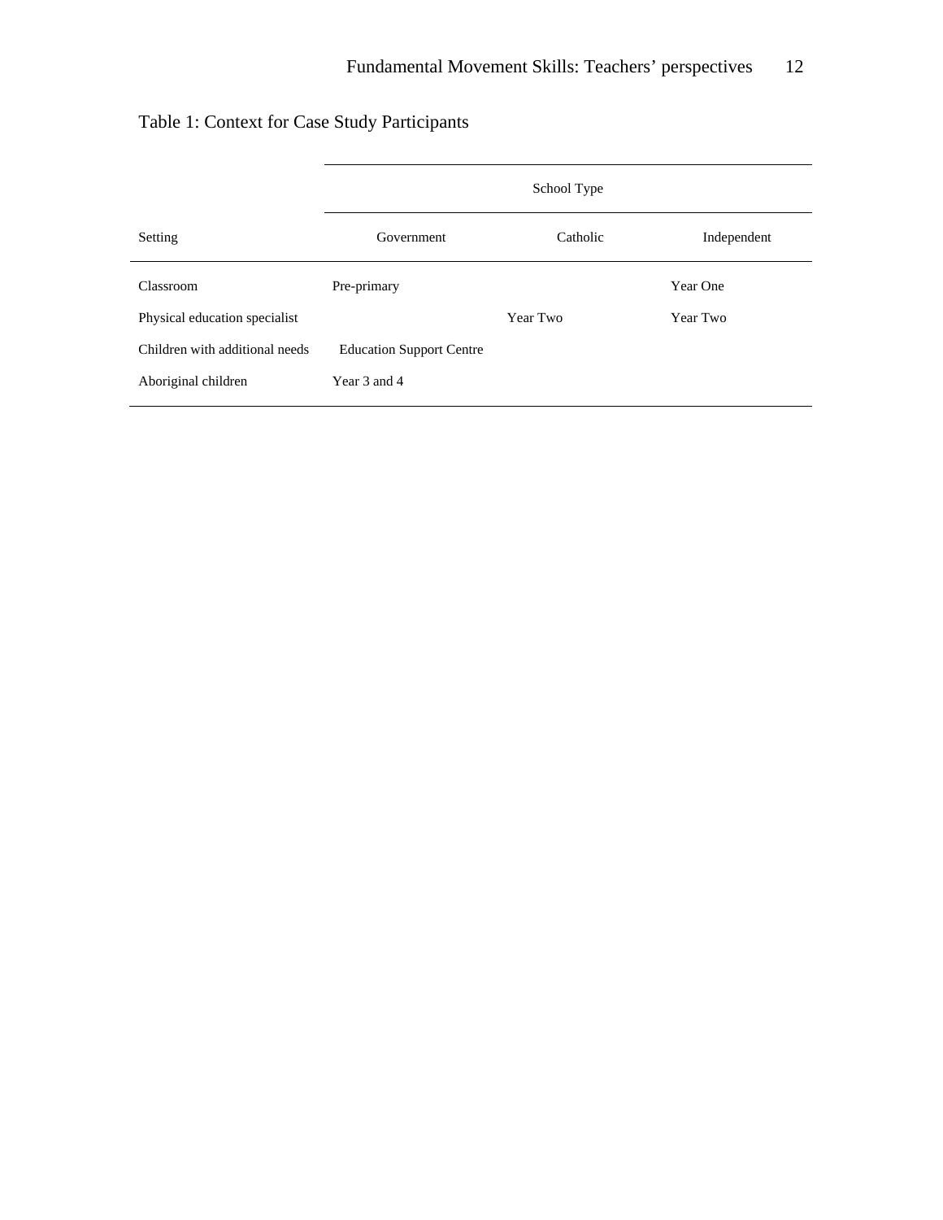Table 1: Context for Case Study Participants

| | School Type | | |
|---|---|---|---|
| Setting | Government | Catholic | Independent |
| Classroom | Pre-primary | | Year One |
| Physical education specialist | | Year Two | Year Two |
| Children with additional needs | Education Support Centre | | |
| Aboriginal children | Year 3 and 4 | | |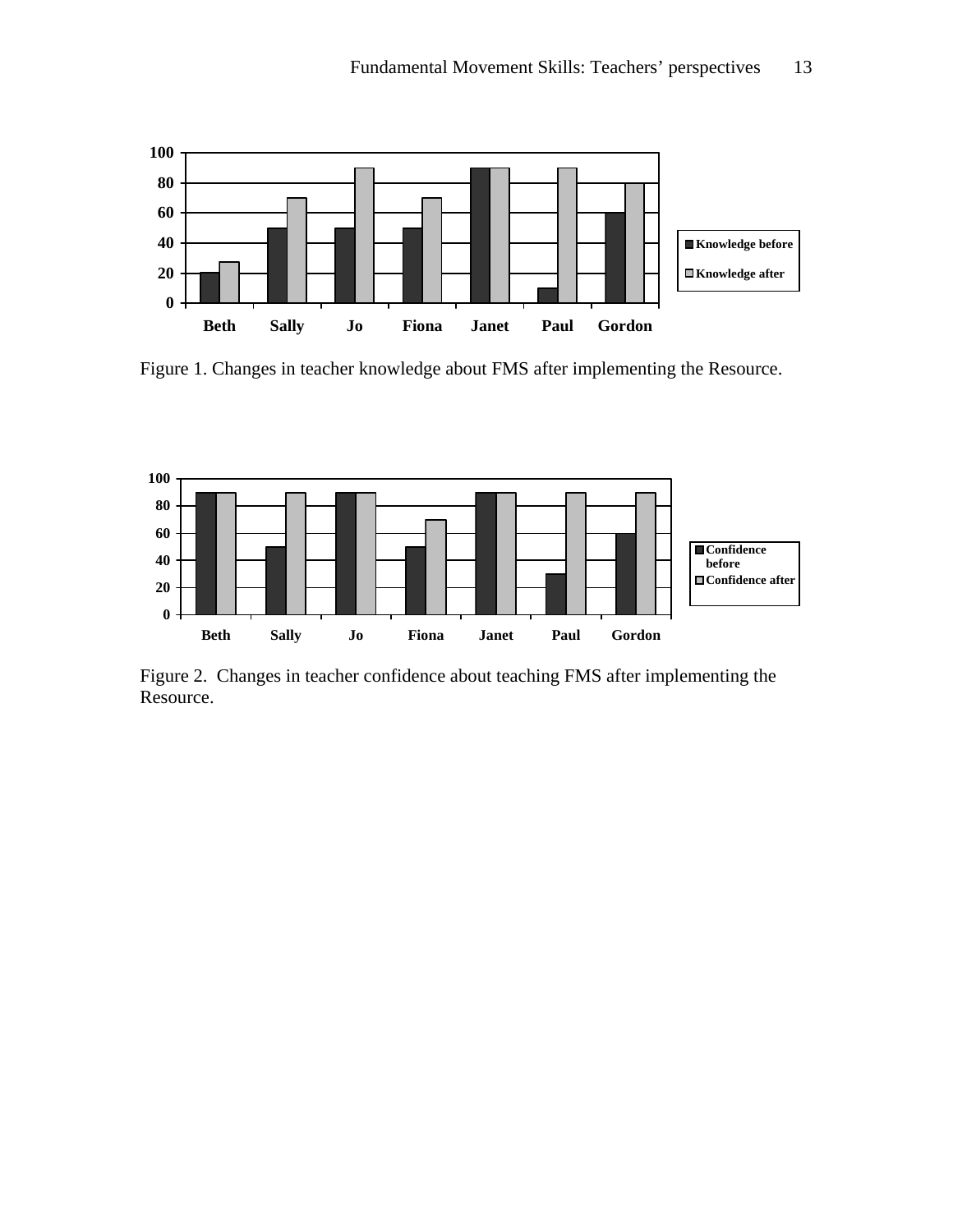Figure 1. Changes in teacher knowledge about FMS after implementing the Resource.

Figure 2. Changes in teacher confidence about teaching FMS after implementing the Resource.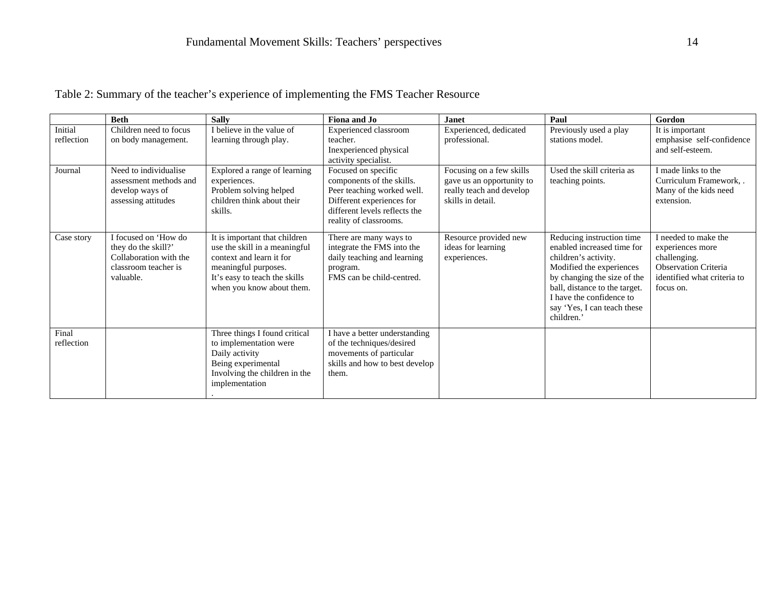Table 2: Summary of the teacher's experience of implementing the FMS Teacher Resource

| | **Beth** | **Sally** | **Fiona and Jo** | **Janet** | **Paul** | **Gordon** |
|---|---|---|---|---|---|---|
| Initial reflection | Children need to focus on body management. | I believe in the value of learning through play. | Experienced classroom teacher.<br>Inexperienced physical activity specialist. | Experienced, dedicated professional. | Previously used a play stations model. | It is important emphasise self-confidence and self-esteem. |
| Journal | Need to individualise assessment methods and develop ways of assessing attitudes | Explored a range of learning experiences.<br>Problem solving helped children think about their skills. | Focused on specific components of the skills.<br>Peer teaching worked well.<br>Different experiences for different levels reflects the reality of classrooms. | Focusing on a few skills gave us an opportunity to really teach and develop skills in detail. | Used the skill criteria as teaching points. | I made links to the Curriculum Framework, .<br>Many of the kids need extension. |
| Case story | I focused on 'How do they do the skill?'<br>Collaboration with the classroom teacher is valuable. | It is important that children use the skill in a meaningful context and learn it for meaningful purposes.<br>It's easy to teach the skills when you know about them. | There are many ways to integrate the FMS into the daily teaching and learning program.<br>FMS can be child-centred. | Resource provided new ideas for learning experiences. | Reducing instruction time enabled increased time for children's activity.<br>Modified the experiences by changing the size of the ball, distance to the target.<br>I have the confidence to say 'Yes, I can teach these children.' | I needed to make the experiences more challenging.<br>Observation Criteria identified what criteria to focus on. |
| Final reflection | | Three things I found critical to implementation were<br>Daily activity<br>Being experimental<br>Involving the children in the implementation<br>. | I have a better understanding of the techniques/desired movements of particular skills and how to best develop them. | | | |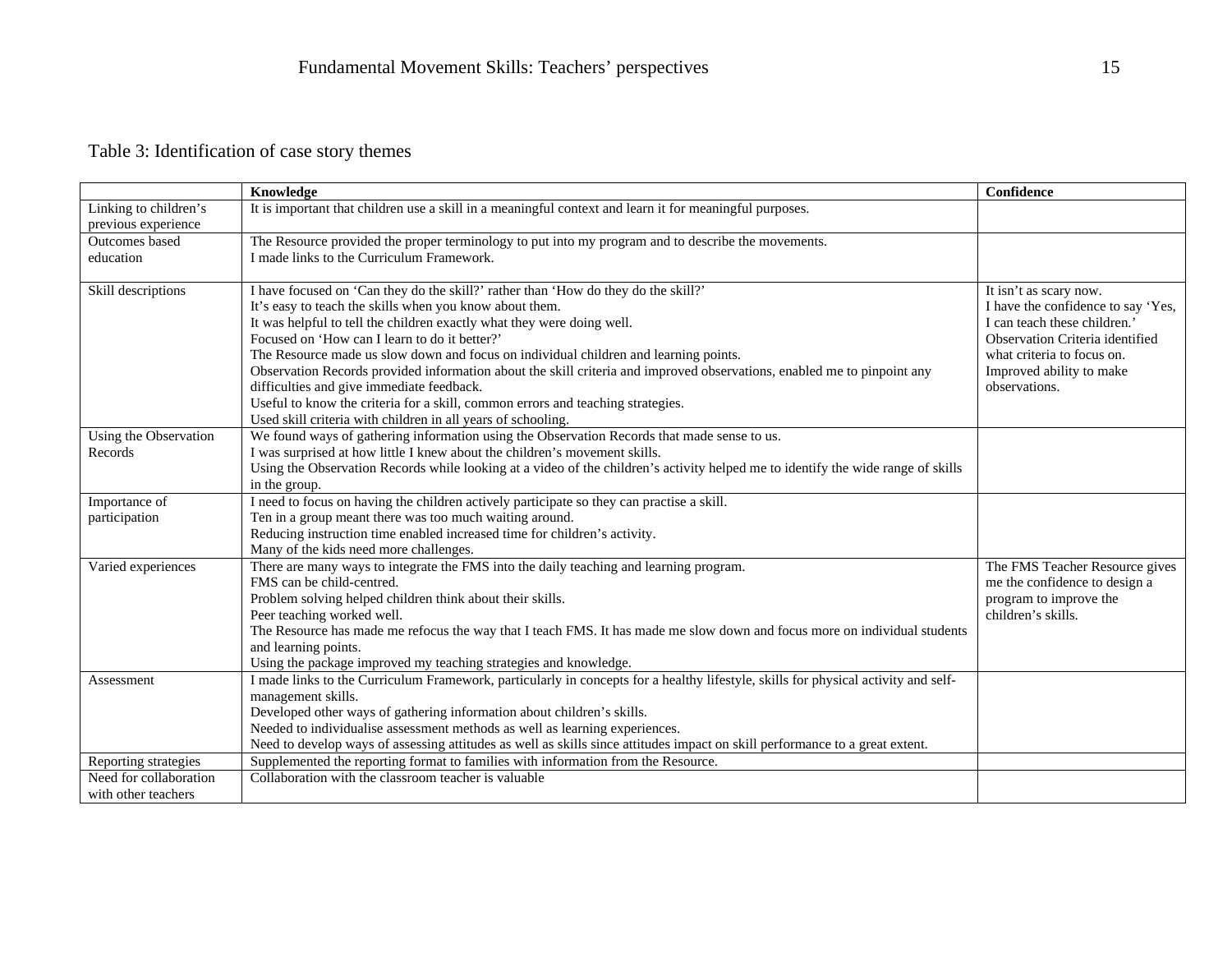Table 3: Identification of case story themes

| | Knowledge | Confidence |
|---|---|---|
| Linking to children's previous experience | It is important that children use a skill in a meaningful context and learn it for meaningful purposes. | |
| Outcomes based education | The Resource provided the proper terminology to put into my program and to describe the movements.<br>I made links to the Curriculum Framework. | |
| Skill descriptions | I have focused on 'Can they do the skill?' rather than 'How do they do the skill?'<br>It's easy to teach the skills when you know about them.<br>It was helpful to tell the children exactly what they were doing well.<br>Focused on 'How can I learn to do it better?'<br>The Resource made us slow down and focus on individual children and learning points.<br>Observation Records provided information about the skill criteria and improved observations, enabled me to pinpoint any difficulties and give immediate feedback.<br>Useful to know the criteria for a skill, common errors and teaching strategies.<br>Used skill criteria with children in all years of schooling. | It isn't as scary now.<br>I have the confidence to say 'Yes, I can teach these children.'<br>Observation Criteria identified what criteria to focus on.<br>Improved ability to make observations. |
| Using the Observation Records | We found ways of gathering information using the Observation Records that made sense to us.<br>I was surprised at how little I knew about the children's movement skills.<br>Using the Observation Records while looking at a video of the children's activity helped me to identify the wide range of skills in the group. | |
| Importance of participation | I need to focus on having the children actively participate so they can practise a skill.<br>Ten in a group meant there was too much waiting around.<br>Reducing instruction time enabled increased time for children's activity.<br>Many of the kids need more challenges. | |
| Varied experiences | There are many ways to integrate the FMS into the daily teaching and learning program.<br>FMS can be child-centred.<br>Problem solving helped children think about their skills.<br>Peer teaching worked well.<br>The Resource has made me refocus the way that I teach FMS. It has made me slow down and focus more on individual students and learning points.<br>Using the package improved my teaching strategies and knowledge. | The FMS Teacher Resource gives me the confidence to design a program to improve the children's skills. |
| Assessment | I made links to the Curriculum Framework, particularly in concepts for a healthy lifestyle, skills for physical activity and self-management skills.<br>Developed other ways of gathering information about children's skills.<br>Needed to individualise assessment methods as well as learning experiences.<br>Need to develop ways of assessing attitudes as well as skills since attitudes impact on skill performance to a great extent. | |
| Reporting strategies | Supplemented the reporting format to families with information from the Resource. | |
| Need for collaboration with other teachers | Collaboration with the classroom teacher is valuable | |